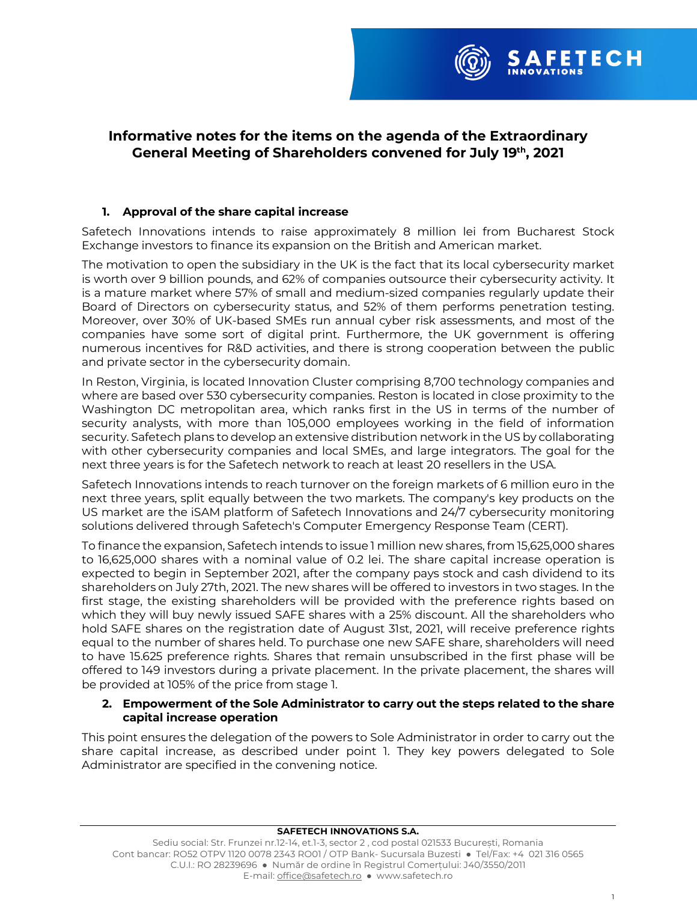# Informative notes for the items on the agenda of the Extraordinary General Meeting of Shareholders convened for July 19th, 2021

## 1. Approval of the share capital increase

Safetech Innovations intends to raise approximately 8 million lei from Bucharest Stock Exchange investors to finance its expansion on the British and American market.

The motivation to open the subsidiary in the UK is the fact that its local cybersecurity market is worth over 9 billion pounds, and 62% of companies outsource their cybersecurity activity. It is a mature market where 57% of small and medium-sized companies regularly update their Board of Directors on cybersecurity status, and 52% of them performs penetration testing. Moreover, over 30% of UK-based SMEs run annual cyber risk assessments, and most of the companies have some sort of digital print. Furthermore, the UK government is offering numerous incentives for R&D activities, and there is strong cooperation between the public and private sector in the cybersecurity domain.

In Reston, Virginia, is located Innovation Cluster comprising 8,700 technology companies and where are based over 530 cybersecurity companies. Reston is located in close proximity to the Washington DC metropolitan area, which ranks first in the US in terms of the number of security analysts, with more than 105,000 employees working in the field of information security. Safetech plans to develop an extensive distribution network in the US by collaborating with other cybersecurity companies and local SMEs, and large integrators. The goal for the next three years is for the Safetech network to reach at least 20 resellers in the USA.

Safetech Innovations intends to reach turnover on the foreign markets of 6 million euro in the next three years, split equally between the two markets. The company's key products on the US market are the iSAM platform of Safetech Innovations and 24/7 cybersecurity monitoring solutions delivered through Safetech's Computer Emergency Response Team (CERT).

To finance the expansion, Safetech intends to issue 1 million new shares, from 15,625,000 shares to 16,625,000 shares with a nominal value of 0.2 lei. The share capital increase operation is expected to begin in September 2021, after the company pays stock and cash dividend to its shareholders on July 27th, 2021. The new shares will be offered to investors in two stages. In the first stage, the existing shareholders will be provided with the preference rights based on which they will buy newly issued SAFE shares with a 25% discount. All the shareholders who hold SAFE shares on the registration date of August 31st, 2021, will receive preference rights equal to the number of shares held. To purchase one new SAFE share, shareholders will need to have 15.625 preference rights. Shares that remain unsubscribed in the first phase will be offered to 149 investors during a private placement. In the private placement, the shares will be provided at 105% of the price from stage 1.

## 2. Empowerment of the Sole Administrator to carry out the steps related to the share capital increase operation

This point ensures the delegation of the powers to Sole Administrator in order to carry out the share capital increase, as described under point 1. They key powers delegated to Sole Administrator are specified in the convening notice.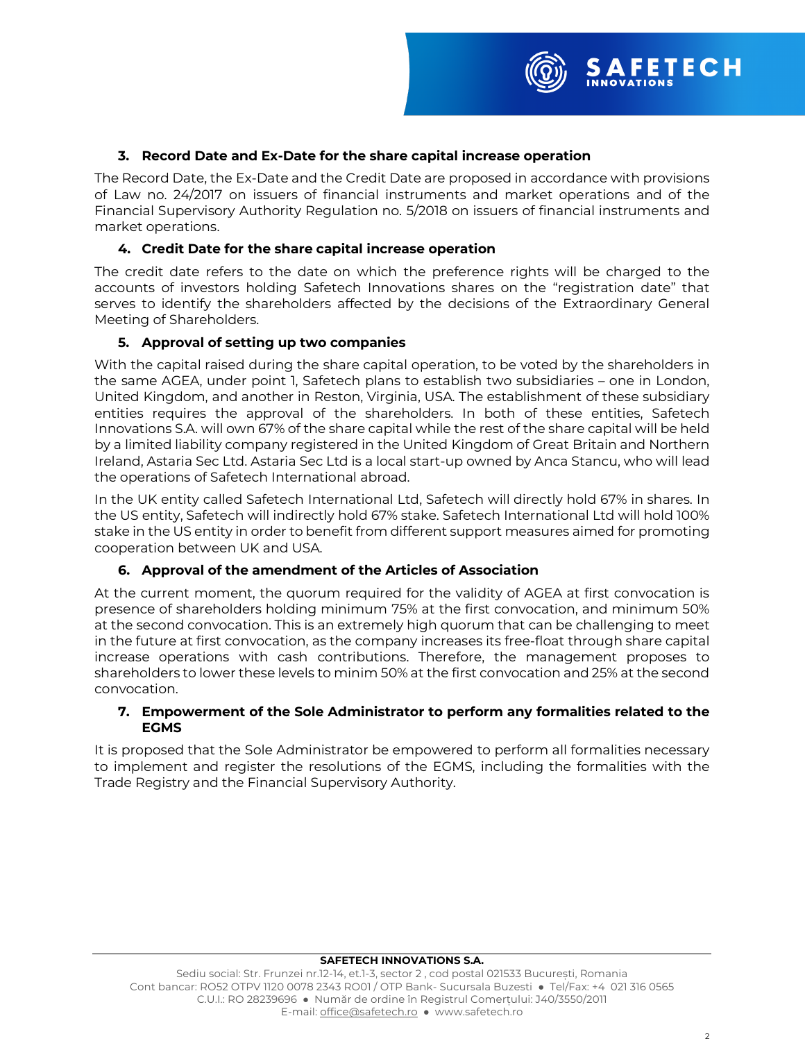### 3. Record Date and Ex-Date for the share capital increase operation

The Record Date, the Ex-Date and the Credit Date are proposed in accordance with provisions of Law no. 24/2017 on issuers of financial instruments and market operations and of the Financial Supervisory Authority Regulation no. 5/2018 on issuers of financial instruments and market operations.

### 4. Credit Date for the share capital increase operation

The credit date refers to the date on which the preference rights will be charged to the accounts of investors holding Safetech Innovations shares on the "registration date" that serves to identify the shareholders affected by the decisions of the Extraordinary General Meeting of Shareholders.

### 5. Approval of setting up two companies

With the capital raised during the share capital operation, to be voted by the shareholders in the same AGEA, under point 1, Safetech plans to establish two subsidiaries – one in London, United Kingdom, and another in Reston, Virginia, USA. The establishment of these subsidiary entities requires the approval of the shareholders. In both of these entities, Safetech Innovations S.A. will own 67% of the share capital while the rest of the share capital will be held by a limited liability company registered in the United Kingdom of Great Britain and Northern Ireland, Astaria Sec Ltd. Astaria Sec Ltd is a local start-up owned by Anca Stancu, who will lead the operations of Safetech International abroad.

In the UK entity called Safetech International Ltd, Safetech will directly hold 67% in shares. In the US entity, Safetech will indirectly hold 67% stake. Safetech International Ltd will hold 100% stake in the US entity in order to benefit from different support measures aimed for promoting cooperation between UK and USA.

### 6. Approval of the amendment of the Articles of Association

At the current moment, the quorum required for the validity of AGEA at first convocation is presence of shareholders holding minimum 75% at the first convocation, and minimum 50% at the second convocation. This is an extremely high quorum that can be challenging to meet in the future at first convocation, as the company increases its free-float through share capital increase operations with cash contributions. Therefore, the management proposes to shareholders to lower these levels to minim 50% at the first convocation and 25% at the second convocation.

### 7. Empowerment of the Sole Administrator to perform any formalities related to the EGMS

It is proposed that the Sole Administrator be empowered to perform all formalities necessary to implement and register the resolutions of the EGMS, including the formalities with the Trade Registry and the Financial Supervisory Authority.